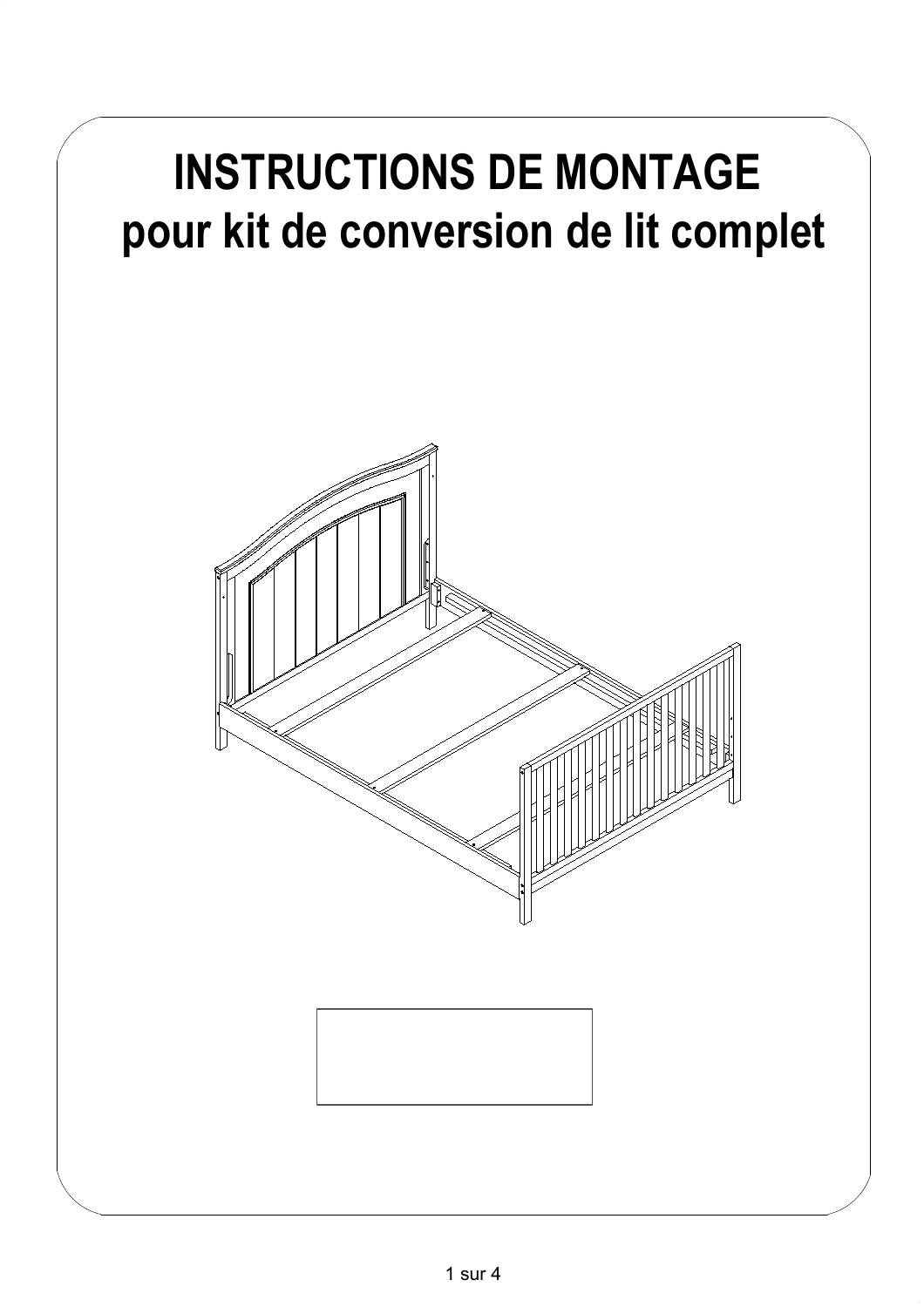# INSTRUCTIONS DE MONTAGE

## pour kit de conversion de lit complet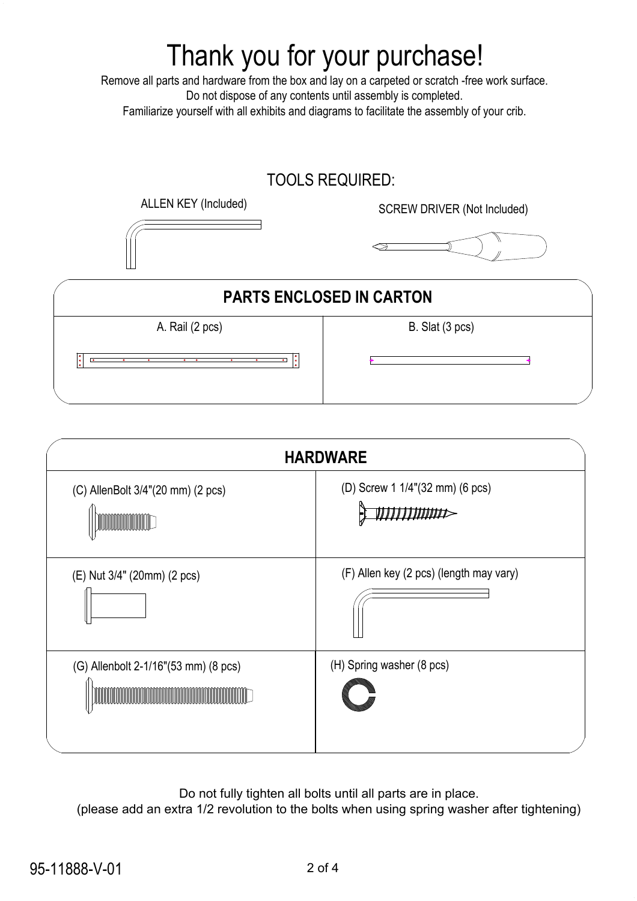# Thank you for your purchase!

Remove all parts and hardware from the box and lay on a carpeted or scratch -free work surface.
Do not dispose of any contents until assembly is completed.
Familiarize yourself with all exhibits and diagrams to facilitate the assembly of your crib.

## TOOLS REQUIRED:

ALLEN KEY (Included)

SCREW DRIVER (Not Included)

## PARTS ENCLOSED IN CARTON

| A. Rail (2 pcs) | B. Slat (3 pcs) |
| --- | --- |

## HARDWARE

| | |
| --- | --- |
| (C) AllenBolt 3/4"(20 mm) (2 pcs) | (D) Screw 1 1/4"(32 mm) (6 pcs) |
| (E) Nut 3/4" (20mm) (2 pcs) | (F) Allen key (2 pcs) (length may vary) |
| (G) Allenbolt 2-1/16"(53 mm) (8 pcs) | (H) Spring washer (8 pcs) |

Do not fully tighten all bolts until all parts are in place.
(please add an extra 1/2 revolution to the bolts when using spring washer after tightening)

95-11888-V-01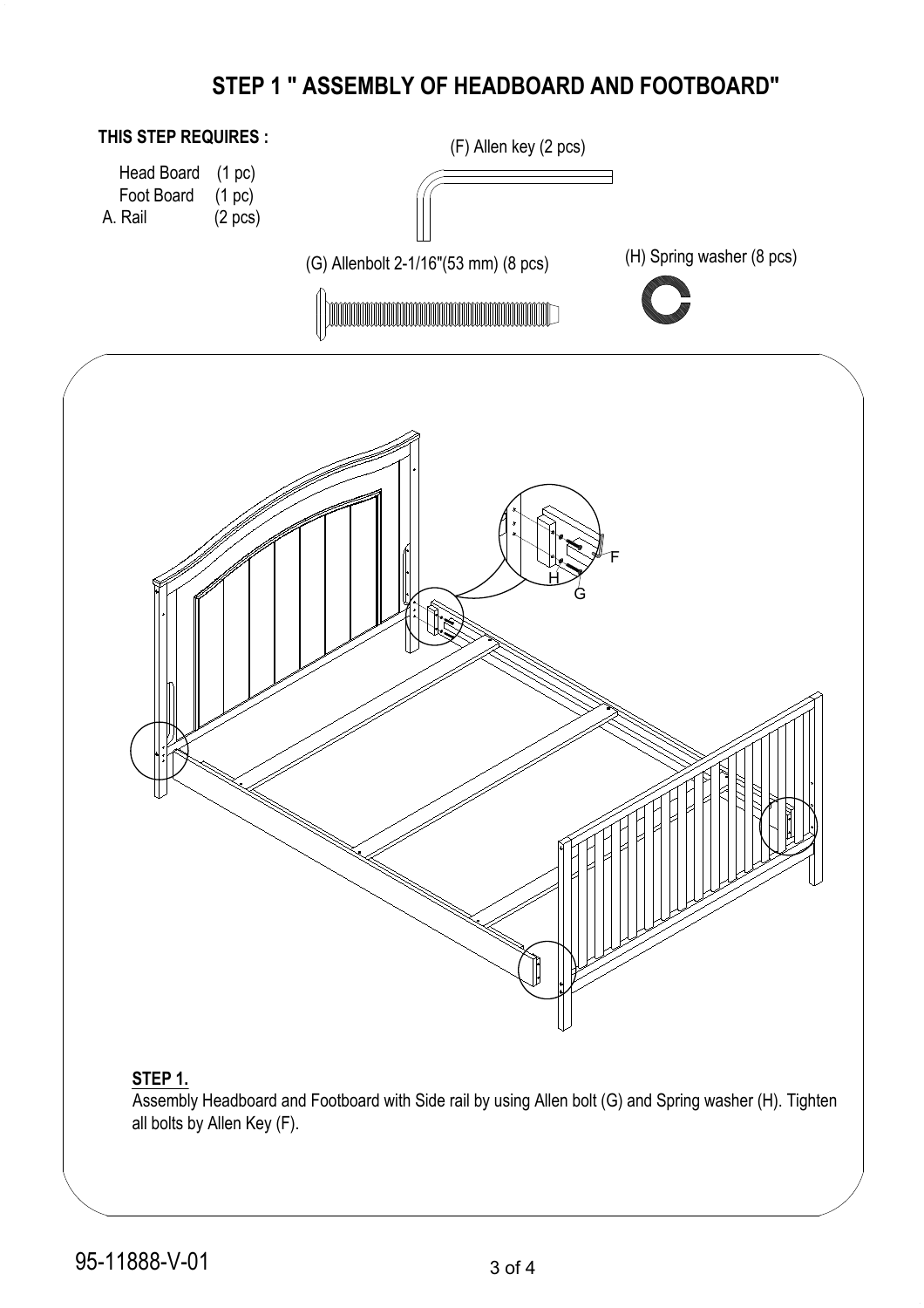# STEP 1 " ASSEMBLY OF HEADBOARD AND FOOTBOARD"

**THIS STEP REQUIRES :**

Head Board (1 pc)
Foot Board (1 pc)
A. Rail (2 pcs)

(F) Allen key (2 pcs)

(G) Allenbolt 2-1/16"(53 mm) (8 pcs)

(H) Spring washer (8 pcs)

F

H

G

**STEP 1.**

Assembly Headboard and Footboard with Side rail by using Allen bolt (G) and Spring washer (H). Tighten all bolts by Allen Key (F).

95-11888-V-01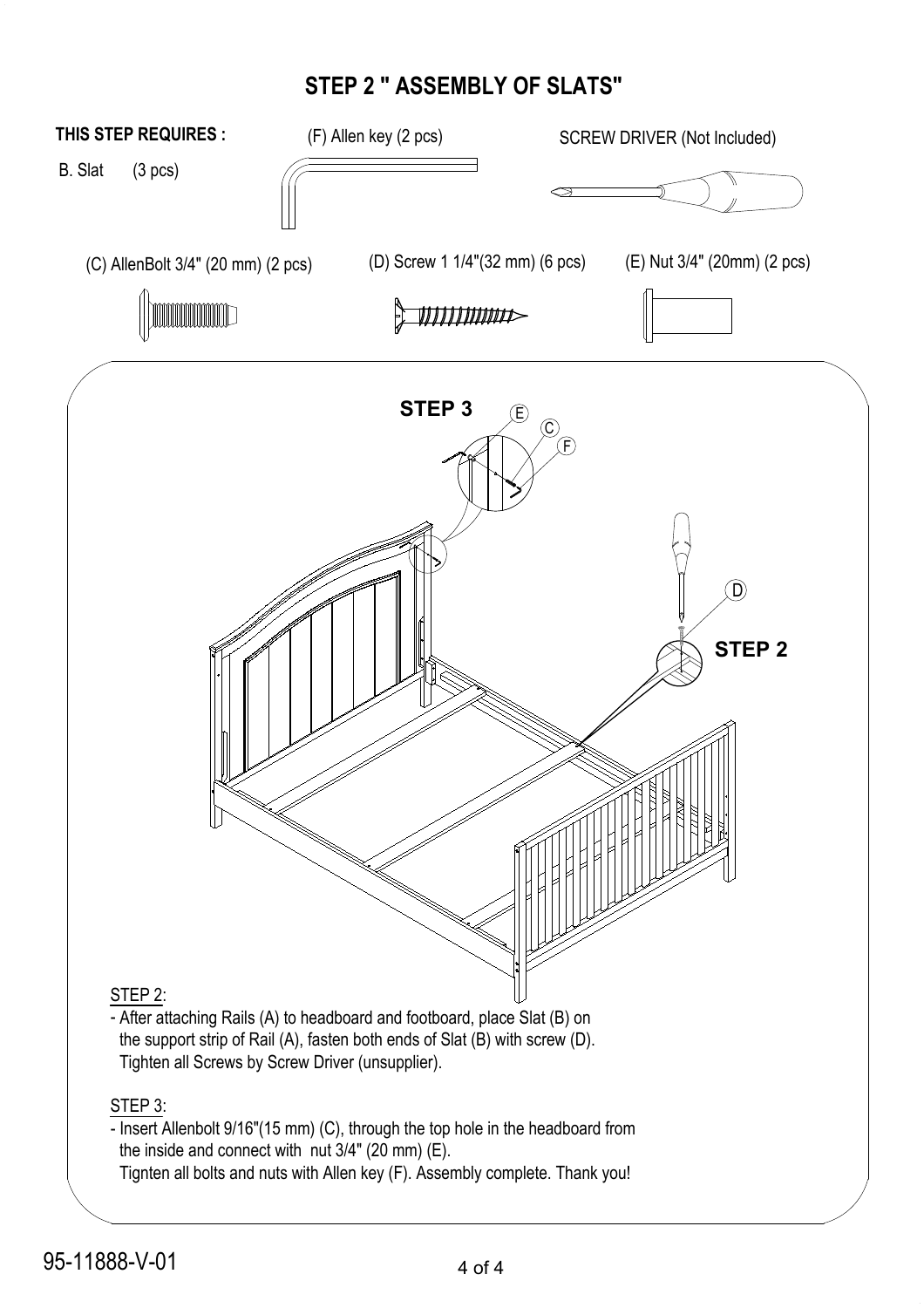# STEP 2 " ASSEMBLY OF SLATS"

**THIS STEP REQUIRES :**

B. Slat (3 pcs)

(F) Allen key (2 pcs)

SCREW DRIVER (Not Included)

(C) AllenBolt 3/4" (20 mm) (2 pcs)

(D) Screw 1 1/4"(32 mm) (6 pcs)

(E) Nut 3/4" (20mm) (2 pcs)

STEP 3

E

C

F

D

STEP 2

STEP 2:

- After attaching Rails (A) to headboard and footboard, place Slat (B) on the support strip of Rail (A), fasten both ends of Slat (B) with screw (D). Tighten all Screws by Screw Driver (unsupplier).

STEP 3:

- Insert Allenbolt 9/16"(15 mm) (C), through the top hole in the headboard from the inside and connect with nut 3/4" (20 mm) (E). Tignten all bolts and nuts with Allen key (F). Assembly complete. Thank you!

95-11888-V-01